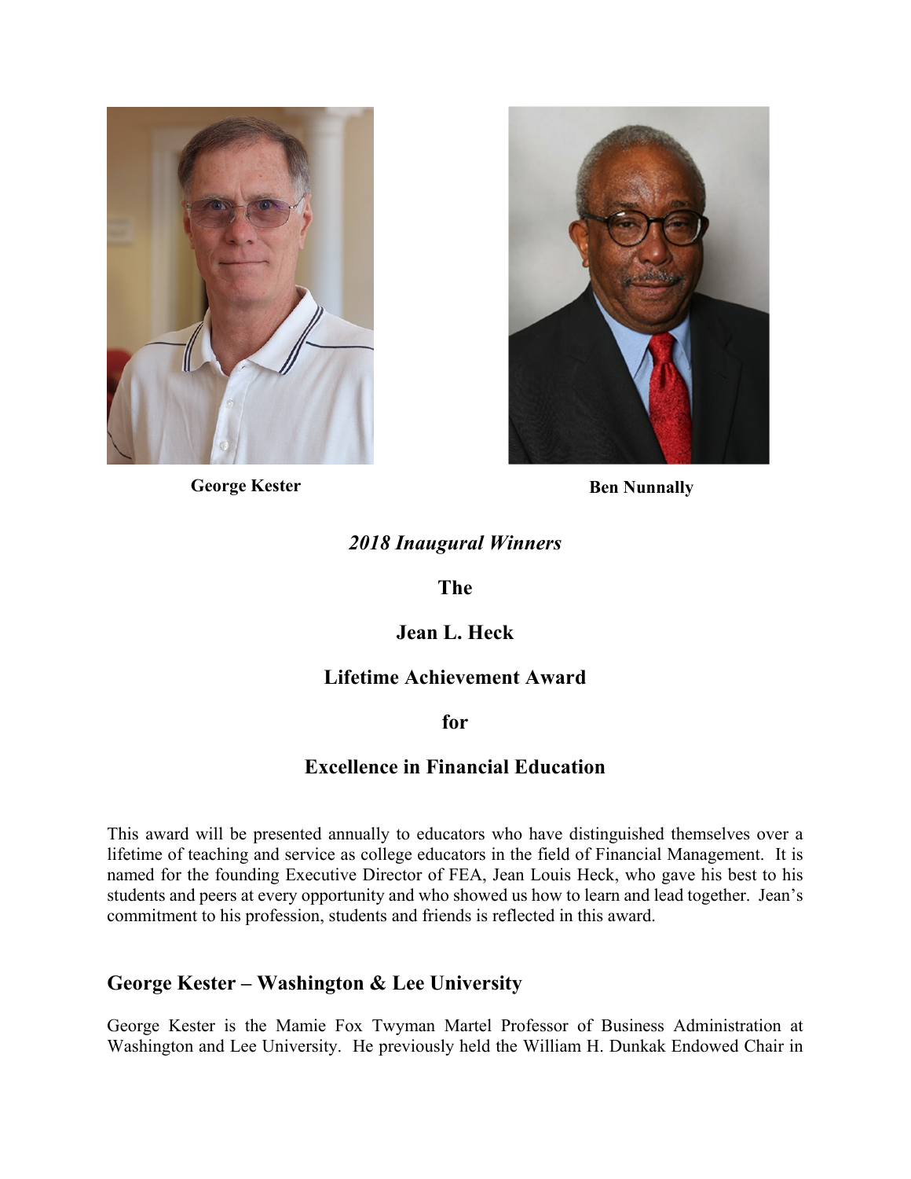George Kester

Ben Nunnally

*2018 Inaugural Winners*

**The**

**Jean L. Heck**

**Lifetime Achievement Award**

**for**

**Excellence in Financial Education**

This award will be presented annually to educators who have distinguished themselves over a lifetime of teaching and service as college educators in the field of Financial Management. It is named for the founding Executive Director of FEA, Jean Louis Heck, who gave his best to his students and peers at every opportunity and who showed us how to learn and lead together. Jean's commitment to his profession, students and friends is reflected in this award.

## George Kester – Washington & Lee University

George Kester is the Mamie Fox Twyman Martel Professor of Business Administration at Washington and Lee University. He previously held the William H. Dunkak Endowed Chair in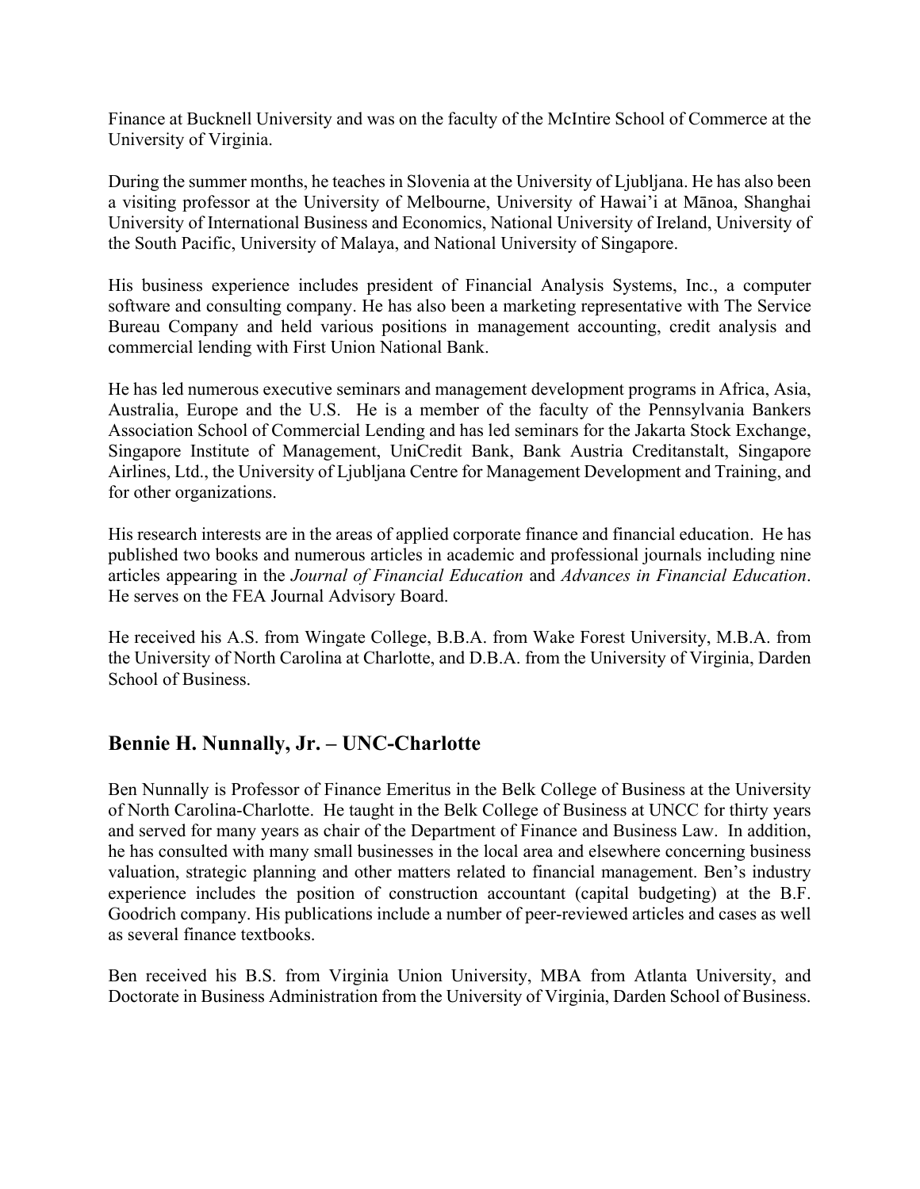Finance at Bucknell University and was on the faculty of the McIntire School of Commerce at the University of Virginia.

During the summer months, he teaches in Slovenia at the University of Ljubljana. He has also been a visiting professor at the University of Melbourne, University of Hawai'i at Mānoa, Shanghai University of International Business and Economics, National University of Ireland, University of the South Pacific, University of Malaya, and National University of Singapore.

His business experience includes president of Financial Analysis Systems, Inc., a computer software and consulting company. He has also been a marketing representative with The Service Bureau Company and held various positions in management accounting, credit analysis and commercial lending with First Union National Bank.

He has led numerous executive seminars and management development programs in Africa, Asia, Australia, Europe and the U.S. He is a member of the faculty of the Pennsylvania Bankers Association School of Commercial Lending and has led seminars for the Jakarta Stock Exchange, Singapore Institute of Management, UniCredit Bank, Bank Austria Creditanstalt, Singapore Airlines, Ltd., the University of Ljubljana Centre for Management Development and Training, and for other organizations.

His research interests are in the areas of applied corporate finance and financial education. He has published two books and numerous articles in academic and professional journals including nine articles appearing in the *Journal of Financial Education* and *Advances in Financial Education*. He serves on the FEA Journal Advisory Board.

He received his A.S. from Wingate College, B.B.A. from Wake Forest University, M.B.A. from the University of North Carolina at Charlotte, and D.B.A. from the University of Virginia, Darden School of Business.

## Bennie H. Nunnally, Jr. – UNC-Charlotte

Ben Nunnally is Professor of Finance Emeritus in the Belk College of Business at the University of North Carolina-Charlotte. He taught in the Belk College of Business at UNCC for thirty years and served for many years as chair of the Department of Finance and Business Law. In addition, he has consulted with many small businesses in the local area and elsewhere concerning business valuation, strategic planning and other matters related to financial management. Ben's industry experience includes the position of construction accountant (capital budgeting) at the B.F. Goodrich company. His publications include a number of peer-reviewed articles and cases as well as several finance textbooks.

Ben received his B.S. from Virginia Union University, MBA from Atlanta University, and Doctorate in Business Administration from the University of Virginia, Darden School of Business.